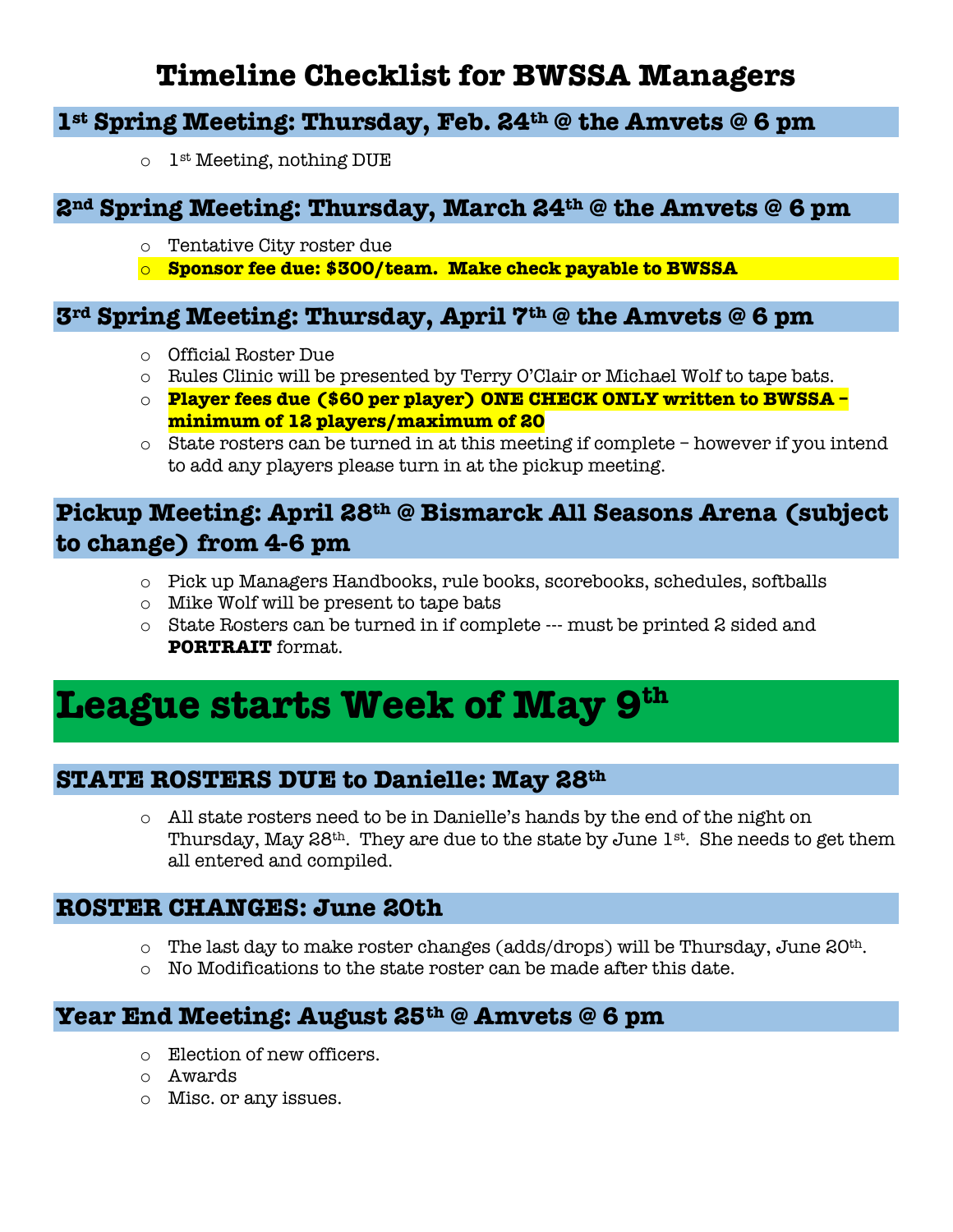# Timeline Checklist for BWSSA Managers

## 1st Spring Meeting: Thursday, Feb. 24th @ the Amvets @ 6 pm

- 1st Meeting, nothing DUE

## 2nd Spring Meeting: Thursday, March 24th @ the Amvets @ 6 pm

- Tentative City roster due
- **Sponsor fee due: $300/team. Make check payable to BWSSA**

## 3rd Spring Meeting: Thursday, April 7th @ the Amvets @ 6 pm

- Official Roster Due
- Rules Clinic will be presented by Terry O'Clair or Michael Wolf to tape bats.
- **Player fees due ($60 per player) ONE CHECK ONLY written to BWSSA – minimum of 12 players/maximum of 20**
- State rosters can be turned in at this meeting if complete – however if you intend to add any players please turn in at the pickup meeting.

## Pickup Meeting: April 28th @ Bismarck All Seasons Arena (subject to change) from 4-6 pm

- Pick up Managers Handbooks, rule books, scorebooks, schedules, softballs
- Mike Wolf will be present to tape bats
- State Rosters can be turned in if complete --- must be printed 2 sided and **PORTRAIT** format.

# League starts Week of May 9th

## STATE ROSTERS DUE to Danielle: May 28th

- All state rosters need to be in Danielle's hands by the end of the night on Thursday, May 28th. They are due to the state by June 1st. She needs to get them all entered and compiled.

## ROSTER CHANGES: June 20th

- The last day to make roster changes (adds/drops) will be Thursday, June 20th.
- No Modifications to the state roster can be made after this date.

## Year End Meeting: August 25th @ Amvets @ 6 pm

- Election of new officers.
- Awards
- Misc. or any issues.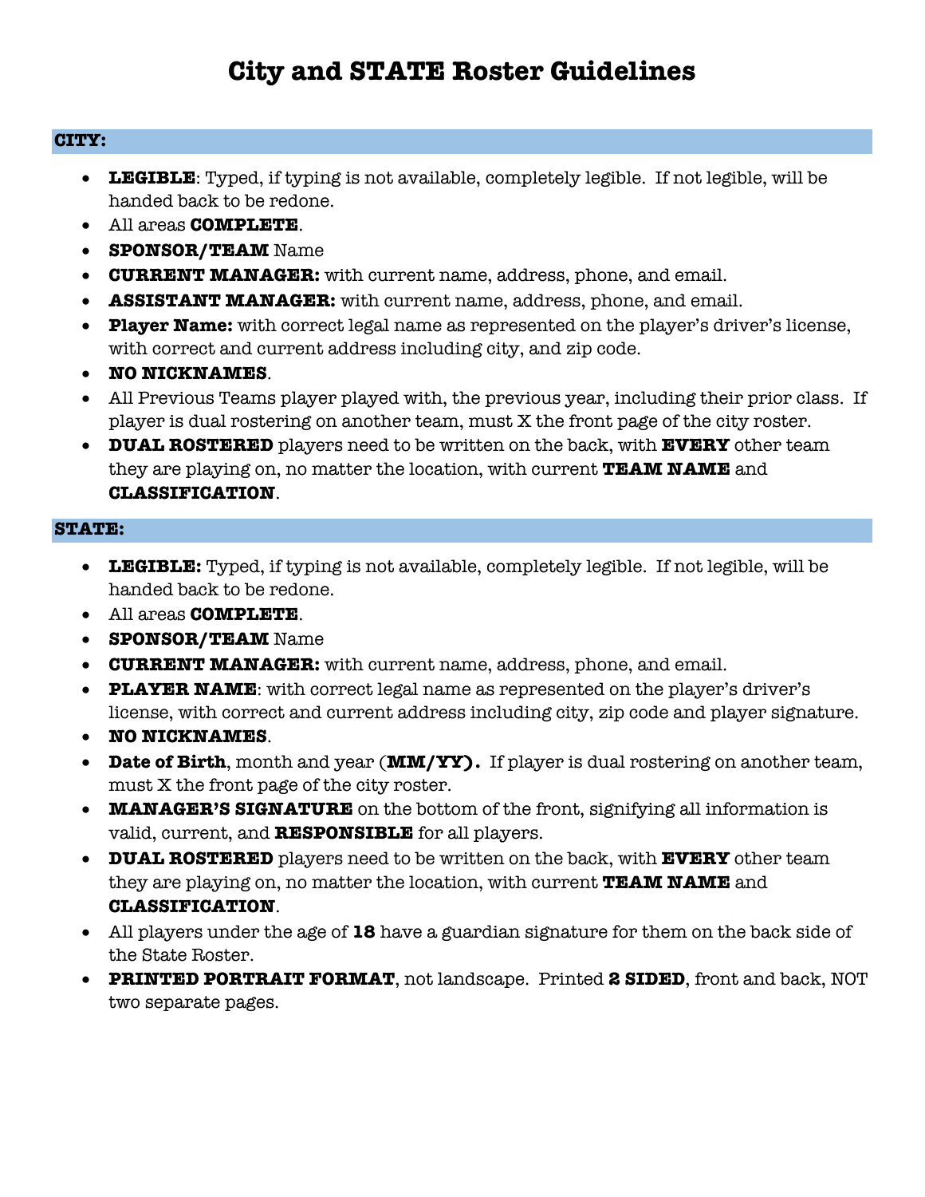# City and STATE Roster Guidelines

## CITY:

- **LEGIBLE**: Typed, if typing is not available, completely legible. If not legible, will be handed back to be redone.
- All areas **COMPLETE**.
- **SPONSOR/TEAM** Name
- **CURRENT MANAGER:** with current name, address, phone, and email.
- **ASSISTANT MANAGER:** with current name, address, phone, and email.
- **Player Name:** with correct legal name as represented on the player's driver's license, with correct and current address including city, and zip code.
- **NO NICKNAMES**.
- All Previous Teams player played with, the previous year, including their prior class. If player is dual rostering on another team, must X the front page of the city roster.
- **DUAL ROSTERED** players need to be written on the back, with **EVERY** other team they are playing on, no matter the location, with current **TEAM NAME** and **CLASSIFICATION**.

## STATE:

- **LEGIBLE:** Typed, if typing is not available, completely legible. If not legible, will be handed back to be redone.
- All areas **COMPLETE**.
- **SPONSOR/TEAM** Name
- **CURRENT MANAGER:** with current name, address, phone, and email.
- **PLAYER NAME**: with correct legal name as represented on the player's driver's license, with correct and current address including city, zip code and player signature.
- **NO NICKNAMES**.
- **Date of Birth**, month and year (**MM/YY).** If player is dual rostering on another team, must X the front page of the city roster.
- **MANAGER'S SIGNATURE** on the bottom of the front, signifying all information is valid, current, and **RESPONSIBLE** for all players.
- **DUAL ROSTERED** players need to be written on the back, with **EVERY** other team they are playing on, no matter the location, with current **TEAM NAME** and **CLASSIFICATION**.
- All players under the age of **18** have a guardian signature for them on the back side of the State Roster.
- **PRINTED PORTRAIT FORMAT**, not landscape. Printed **2 SIDED**, front and back, NOT two separate pages.